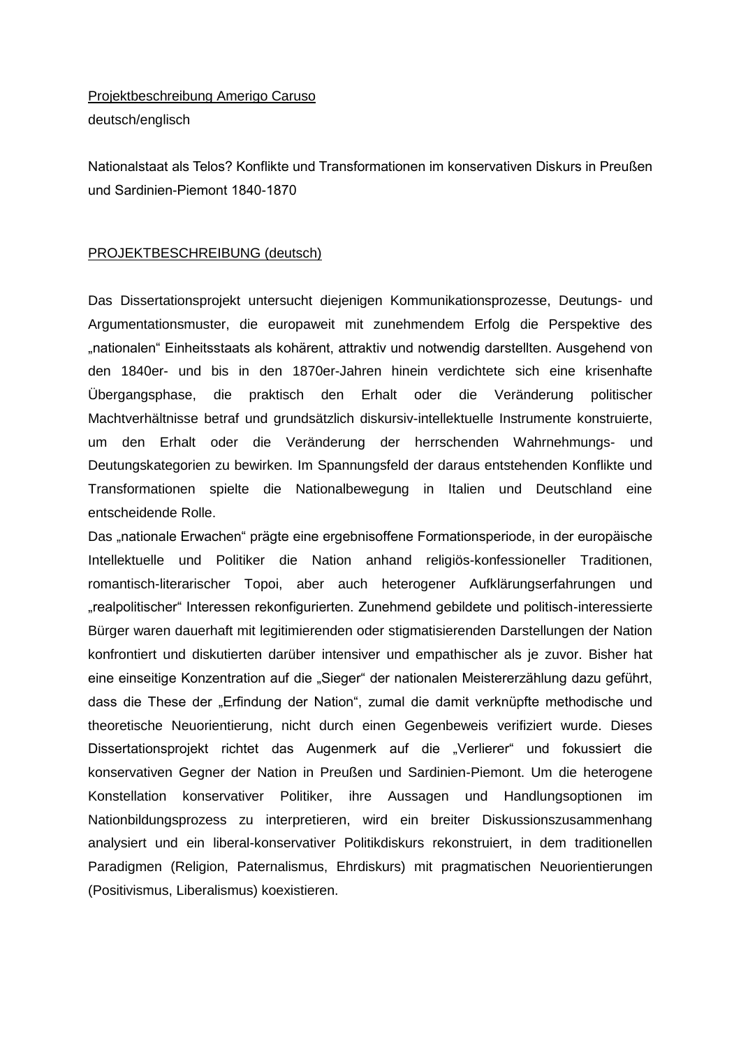Projektbeschreibung Amerigo Caruso

deutsch/englisch

Nationalstaat als Telos? Konflikte und Transformationen im konservativen Diskurs in Preußen und Sardinien-Piemont 1840-1870

## PROJEKTBESCHREIBUNG (deutsch)

Das Dissertationsprojekt untersucht diejenigen Kommunikationsprozesse, Deutungs- und Argumentationsmuster, die europaweit mit zunehmendem Erfolg die Perspektive des „nationalen" Einheitsstaats als kohärent, attraktiv und notwendig darstellten. Ausgehend von den 1840er- und bis in den 1870er-Jahren hinein verdichtete sich eine krisenhafte Übergangsphase, die praktisch den Erhalt oder die Veränderung politischer Machtverhältnisse betraf und grundsätzlich diskursiv-intellektuelle Instrumente konstruierte, um den Erhalt oder die Veränderung der herrschenden Wahrnehmungs- und Deutungskategorien zu bewirken. Im Spannungsfeld der daraus entstehenden Konflikte und Transformationen spielte die Nationalbewegung in Italien und Deutschland eine entscheidende Rolle.

Das „nationale Erwachen" prägte eine ergebnisoffene Formationsperiode, in der europäische Intellektuelle und Politiker die Nation anhand religiös-konfessioneller Traditionen, romantisch-literarischer Topoi, aber auch heterogener Aufklärungserfahrungen und „realpolitischer" Interessen rekonfigurierten. Zunehmend gebildete und politisch-interessierte Bürger waren dauerhaft mit legitimierenden oder stigmatisierenden Darstellungen der Nation konfrontiert und diskutierten darüber intensiver und empathischer als je zuvor. Bisher hat eine einseitige Konzentration auf die „Sieger" der nationalen Meistererzählung dazu geführt, dass die These der „Erfindung der Nation", zumal die damit verknüpfte methodische und theoretische Neuorientierung, nicht durch einen Gegenbeweis verifiziert wurde. Dieses Dissertationsprojekt richtet das Augenmerk auf die „Verlierer" und fokussiert die konservativen Gegner der Nation in Preußen und Sardinien-Piemont. Um die heterogene Konstellation konservativer Politiker, ihre Aussagen und Handlungsoptionen im Nationbildungsprozess zu interpretieren, wird ein breiter Diskussionszusammenhang analysiert und ein liberal-konservativer Politikdiskurs rekonstruiert, in dem traditionellen Paradigmen (Religion, Paternalismus, Ehrdiskurs) mit pragmatischen Neuorientierungen (Positivismus, Liberalismus) koexistieren.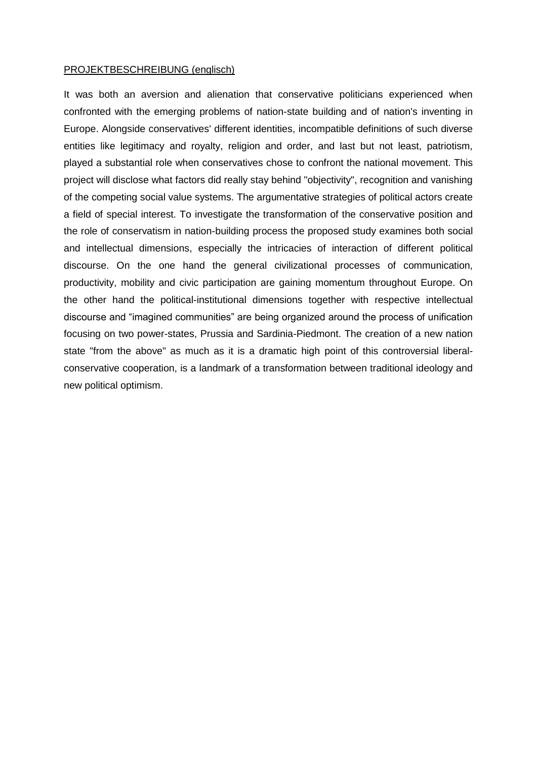PROJEKTBESCHREIBUNG (englisch)

It was both an aversion and alienation that conservative politicians experienced when confronted with the emerging problems of nation-state building and of nation's inventing in Europe. Alongside conservatives' different identities, incompatible definitions of such diverse entities like legitimacy and royalty, religion and order, and last but not least, patriotism, played a substantial role when conservatives chose to confront the national movement. This project will disclose what factors did really stay behind "objectivity", recognition and vanishing of the competing social value systems. The argumentative strategies of political actors create a field of special interest. To investigate the transformation of the conservative position and the role of conservatism in nation-building process the proposed study examines both social and intellectual dimensions, especially the intricacies of interaction of different political discourse. On the one hand the general civilizational processes of communication, productivity, mobility and civic participation are gaining momentum throughout Europe. On the other hand the political-institutional dimensions together with respective intellectual discourse and "imagined communities" are being organized around the process of unification focusing on two power-states, Prussia and Sardinia-Piedmont. The creation of a new nation state "from the above" as much as it is a dramatic high point of this controversial liberal-conservative cooperation, is a landmark of a transformation between traditional ideology and new political optimism.